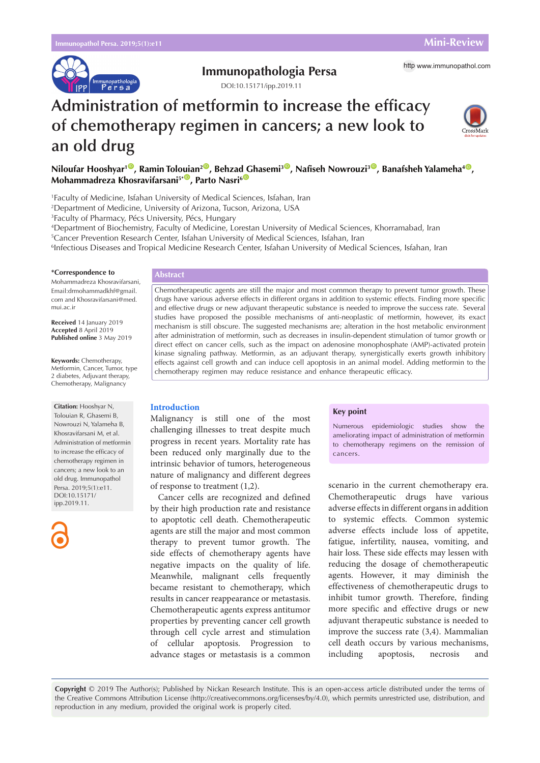Mini-Review

# Immunopathologia Persa

DOI:10.15171/ipp.2019.11

http www.immunopathol.com

# Administration of metformin to increase the efficacy of chemotherapy regimen in cancers; a new look to an old drug

**Niloufar Hooshyar[1], Ramin Tolouian[2], Behzad Ghasemi[3], Nafiseh Nowrouzi[3], Banafsheh Yalameha[4], Mohammadreza Khosravifarsani[5*], Parto Nasri[6]**

[1]Faculty of Medicine, Isfahan University of Medical Sciences, Isfahan, Iran
[2]Department of Medicine, University of Arizona, Tucson, Arizona, USA
[3]Faculty of Pharmacy, Pécs University, Pécs, Hungary
[4]Department of Biochemistry, Faculty of Medicine, Lorestan University of Medical Sciences, Khorramabad, Iran
[5]Cancer Prevention Research Center, Isfahan University of Medical Sciences, Isfahan, Iran
[6]Infectious Diseases and Tropical Medicine Research Center, Isfahan University of Medical Sciences, Isfahan, Iran

**\*Correspondence to**
Mohammadreza Khosravifarsani, Email:drmohammadkhf@gmail.com and Khosravifarsani@med.mui.ac.ir

**Received** 14 January 2019
**Accepted** 8 April 2019
**Published online** 3 May 2019

**Keywords:** Chemotherapy, Metformin, Cancer, Tumor, type 2 diabetes, Adjuvant therapy, Chemotherapy, Malignancy

**Citation:** Hooshyar N, Tolouian R, Ghasemi B, Nowrouzi N, Yalameha B, Khosravifarsani M, et al. Administration of metformin to increase the efficacy of chemotherapy regimen in cancers; a new look to an old drug. Immunopathol Persa. 2019;5(1):e11. DOI:10.15171/ipp.2019.11.

## Abstract

Chemotherapeutic agents are still the major and most common therapy to prevent tumor growth. These drugs have various adverse effects in different organs in addition to systemic effects. Finding more specific and effective drugs or new adjuvant therapeutic substance is needed to improve the success rate. Several studies have proposed the possible mechanisms of anti-neoplastic of metformin, however, its exact mechanism is still obscure. The suggested mechanisms are; alteration in the host metabolic environment after administration of metformin, such as decreases in insulin-dependent stimulation of tumor growth or direct effect on cancer cells, such as the impact on adenosine monophosphate (AMP)-activated protein kinase signaling pathway. Metformin, as an adjuvant therapy, synergistically exerts growth inhibitory effects against cell growth and can induce cell apoptosis in an animal model. Adding metformin to the chemotherapy regimen may reduce resistance and enhance therapeutic efficacy.

## Introduction

Malignancy is still one of the most challenging illnesses to treat despite much progress in recent years. Mortality rate has been reduced only marginally due to the intrinsic behavior of tumors, heterogeneous nature of malignancy and different degrees of response to treatment (1,2).

Cancer cells are recognized and defined by their high production rate and resistance to apoptotic cell death. Chemotherapeutic agents are still the major and most common therapy to prevent tumor growth. The side effects of chemotherapy agents have negative impacts on the quality of life. Meanwhile, malignant cells frequently became resistant to chemotherapy, which results in cancer reappearance or metastasis. Chemotherapeutic agents express antitumor properties by preventing cancer cell growth through cell cycle arrest and stimulation of cellular apoptosis. Progression to advance stages or metastasis is a common scenario in the current chemotherapy era. Chemotherapeutic drugs have various adverse effects in different organs in addition to systemic effects. Common systemic adverse effects include loss of appetite, fatigue, infertility, nausea, vomiting, and hair loss. These side effects may lessen with reducing the dosage of chemotherapeutic agents. However, it may diminish the effectiveness of chemotherapeutic drugs to inhibit tumor growth. Therefore, finding more specific and effective drugs or new adjuvant therapeutic substance is needed to improve the success rate (3,4). Mammalian cell death occurs by various mechanisms, including apoptosis, necrosis and

> **Key point**
>
> Numerous epidemiologic studies show the ameliorating impact of administration of metformin to chemotherapy regimens on the remission of cancers.

**Copyright** © 2019 The Author(s); Published by Nickan Research Institute. This is an open-access article distributed under the terms of the Creative Commons Attribution License (http://creativecommons.org/licenses/by/4.0), which permits unrestricted use, distribution, and reproduction in any medium, provided the original work is properly cited.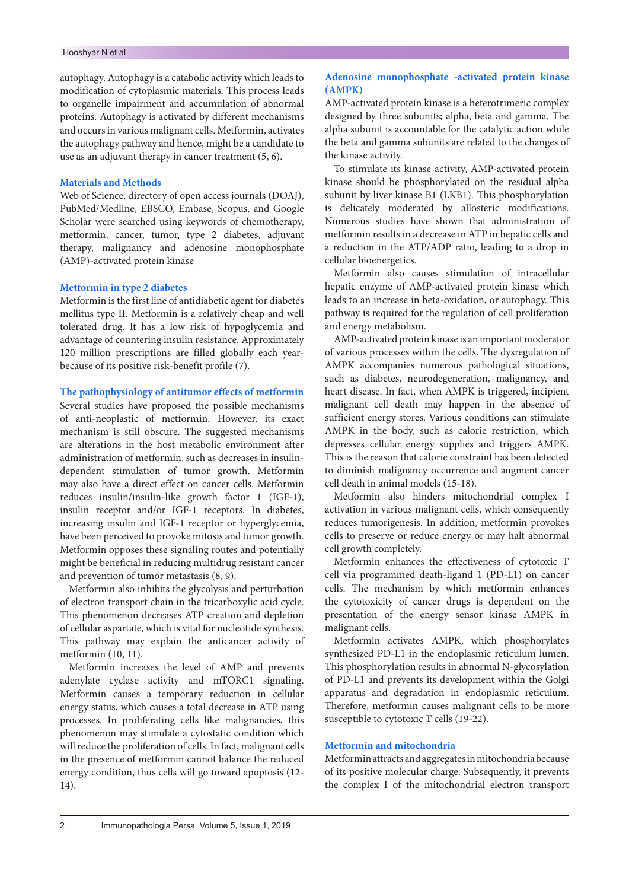autophagy. Autophagy is a catabolic activity which leads to modification of cytoplasmic materials. This process leads to organelle impairment and accumulation of abnormal proteins. Autophagy is activated by different mechanisms and occurs in various malignant cells. Metformin, activates the autophagy pathway and hence, might be a candidate to use as an adjuvant therapy in cancer treatment (5, 6).

## Materials and Methods

Web of Science, directory of open access journals (DOAJ), PubMed/Medline, EBSCO, Embase, Scopus, and Google Scholar were searched using keywords of chemotherapy, metformin, cancer, tumor, type 2 diabetes, adjuvant therapy, malignancy and adenosine monophosphate (AMP)-activated protein kinase

## Metformin in type 2 diabetes

Metformin is the first line of antidiabetic agent for diabetes mellitus type II. Metformin is a relatively cheap and well tolerated drug. It has a low risk of hypoglycemia and advantage of countering insulin resistance. Approximately 120 million prescriptions are filled globally each year-because of its positive risk-benefit profile (7).

## The pathophysiology of antitumor effects of metformin

Several studies have proposed the possible mechanisms of anti-neoplastic of metformin. However, its exact mechanism is still obscure. The suggested mechanisms are alterations in the host metabolic environment after administration of metformin, such as decreases in insulin-dependent stimulation of tumor growth. Metformin may also have a direct effect on cancer cells. Metformin reduces insulin/insulin-like growth factor 1 (IGF-1), insulin receptor and/or IGF-1 receptors. In diabetes, increasing insulin and IGF-1 receptor or hyperglycemia, have been perceived to provoke mitosis and tumor growth. Metformin opposes these signaling routes and potentially might be beneficial in reducing multidrug resistant cancer and prevention of tumor metastasis (8, 9).

Metformin also inhibits the glycolysis and perturbation of electron transport chain in the tricarboxylic acid cycle. This phenomenon decreases ATP creation and depletion of cellular aspartate, which is vital for nucleotide synthesis. This pathway may explain the anticancer activity of metformin (10, 11).

Metformin increases the level of AMP and prevents adenylate cyclase activity and mTORC1 signaling. Metformin causes a temporary reduction in cellular energy status, which causes a total decrease in ATP using processes. In proliferating cells like malignancies, this phenomenon may stimulate a cytostatic condition which will reduce the proliferation of cells. In fact, malignant cells in the presence of metformin cannot balance the reduced energy condition, thus cells will go toward apoptosis (12-14).

## Adenosine monophosphate -activated protein kinase (AMPK)

AMP-activated protein kinase is a heterotrimeric complex designed by three subunits; alpha, beta and gamma. The alpha subunit is accountable for the catalytic action while the beta and gamma subunits are related to the changes of the kinase activity.

To stimulate its kinase activity, AMP-activated protein kinase should be phosphorylated on the residual alpha subunit by liver kinase B1 (LKB1). This phosphorylation is delicately moderated by allosteric modifications. Numerous studies have shown that administration of metformin results in a decrease in ATP in hepatic cells and a reduction in the ATP/ADP ratio, leading to a drop in cellular bioenergetics.

Metformin also causes stimulation of intracellular hepatic enzyme of AMP-activated protein kinase which leads to an increase in beta-oxidation, or autophagy. This pathway is required for the regulation of cell proliferation and energy metabolism.

AMP-activated protein kinase is an important moderator of various processes within the cells. The dysregulation of AMPK accompanies numerous pathological situations, such as diabetes, neurodegeneration, malignancy, and heart disease. In fact, when AMPK is triggered, incipient malignant cell death may happen in the absence of sufficient energy stores. Various conditions can stimulate AMPK in the body, such as calorie restriction, which depresses cellular energy supplies and triggers AMPK. This is the reason that calorie constraint has been detected to diminish malignancy occurrence and augment cancer cell death in animal models (15-18).

Metformin also hinders mitochondrial complex I activation in various malignant cells, which consequently reduces tumorigenesis. In addition, metformin provokes cells to preserve or reduce energy or may halt abnormal cell growth completely.

Metformin enhances the effectiveness of cytotoxic T cell via programmed death-ligand 1 (PD-L1) on cancer cells. The mechanism by which metformin enhances the cytotoxicity of cancer drugs is dependent on the presentation of the energy sensor kinase AMPK in malignant cells.

Metformin activates AMPK, which phosphorylates synthesized PD-L1 in the endoplasmic reticulum lumen. This phosphorylation results in abnormal N-glycosylation of PD-L1 and prevents its development within the Golgi apparatus and degradation in endoplasmic reticulum. Therefore, metformin causes malignant cells to be more susceptible to cytotoxic T cells (19-22).

## Metformin and mitochondria

Metformin attracts and aggregates in mitochondria because of its positive molecular charge. Subsequently, it prevents the complex I of the mitochondrial electron transport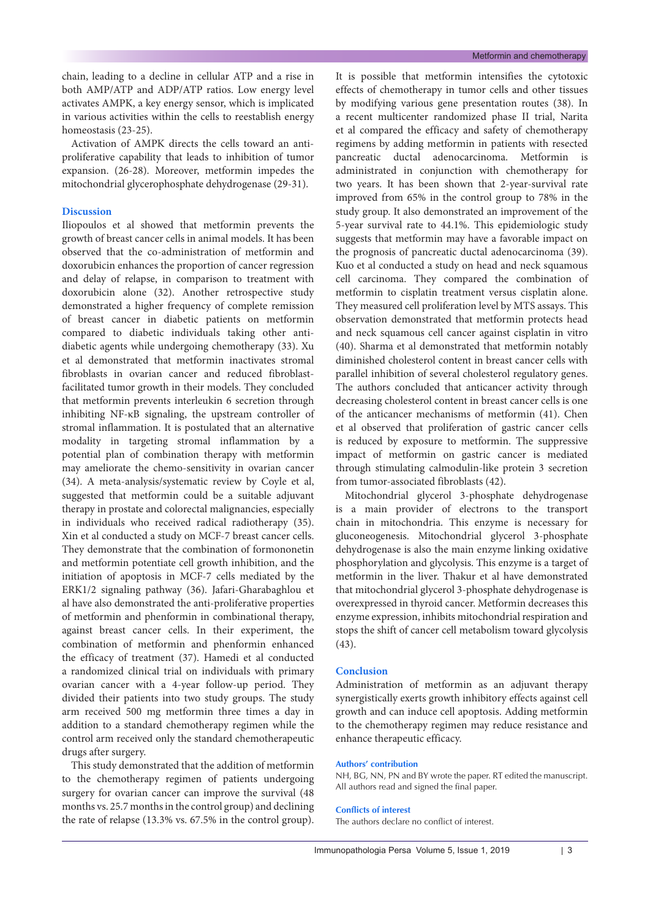chain, leading to a decline in cellular ATP and a rise in both AMP/ATP and ADP/ATP ratios. Low energy level activates AMPK, a key energy sensor, which is implicated in various activities within the cells to reestablish energy homeostasis (23-25).

Activation of AMPK directs the cells toward an anti-proliferative capability that leads to inhibition of tumor expansion. (26-28). Moreover, metformin impedes the mitochondrial glycerophosphate dehydrogenase (29-31).

## Discussion

Iliopoulos et al showed that metformin prevents the growth of breast cancer cells in animal models. It has been observed that the co-administration of metformin and doxorubicin enhances the proportion of cancer regression and delay of relapse, in comparison to treatment with doxorubicin alone (32). Another retrospective study demonstrated a higher frequency of complete remission of breast cancer in diabetic patients on metformin compared to diabetic individuals taking other anti-diabetic agents while undergoing chemotherapy (33). Xu et al demonstrated that metformin inactivates stromal fibroblasts in ovarian cancer and reduced fibroblast-facilitated tumor growth in their models. They concluded that metformin prevents interleukin 6 secretion through inhibiting NF-κB signaling, the upstream controller of stromal inflammation. It is postulated that an alternative modality in targeting stromal inflammation by a potential plan of combination therapy with metformin may ameliorate the chemo-sensitivity in ovarian cancer (34). A meta-analysis/systematic review by Coyle et al, suggested that metformin could be a suitable adjuvant therapy in prostate and colorectal malignancies, especially in individuals who received radical radiotherapy (35). Xin et al conducted a study on MCF-7 breast cancer cells. They demonstrate that the combination of formononetin and metformin potentiate cell growth inhibition, and the initiation of apoptosis in MCF-7 cells mediated by the ERK1/2 signaling pathway (36). Jafari-Gharabaghlou et al have also demonstrated the anti-proliferative properties of metformin and phenformin in combinational therapy, against breast cancer cells. In their experiment, the combination of metformin and phenformin enhanced the efficacy of treatment (37). Hamedi et al conducted a randomized clinical trial on individuals with primary ovarian cancer with a 4-year follow-up period. They divided their patients into two study groups. The study arm received 500 mg metformin three times a day in addition to a standard chemotherapy regimen while the control arm received only the standard chemotherapeutic drugs after surgery.

This study demonstrated that the addition of metformin to the chemotherapy regimen of patients undergoing surgery for ovarian cancer can improve the survival (48 months vs. 25.7 months in the control group) and declining the rate of relapse (13.3% vs. 67.5% in the control group). It is possible that metformin intensifies the cytotoxic effects of chemotherapy in tumor cells and other tissues by modifying various gene presentation routes (38). In a recent multicenter randomized phase II trial, Narita et al compared the efficacy and safety of chemotherapy regimens by adding metformin in patients with resected pancreatic ductal adenocarcinoma. Metformin is administrated in conjunction with chemotherapy for two years. It has been shown that 2-year-survival rate improved from 65% in the control group to 78% in the study group. It also demonstrated an improvement of the 5-year survival rate to 44.1%. This epidemiologic study suggests that metformin may have a favorable impact on the prognosis of pancreatic ductal adenocarcinoma (39). Kuo et al conducted a study on head and neck squamous cell carcinoma. They compared the combination of metformin to cisplatin treatment versus cisplatin alone. They measured cell proliferation level by MTS assays. This observation demonstrated that metformin protects head and neck squamous cell cancer against cisplatin in vitro (40). Sharma et al demonstrated that metformin notably diminished cholesterol content in breast cancer cells with parallel inhibition of several cholesterol regulatory genes. The authors concluded that anticancer activity through decreasing cholesterol content in breast cancer cells is one of the anticancer mechanisms of metformin (41). Chen et al observed that proliferation of gastric cancer cells is reduced by exposure to metformin. The suppressive impact of metformin on gastric cancer is mediated through stimulating calmodulin-like protein 3 secretion from tumor-associated fibroblasts (42).

Mitochondrial glycerol 3-phosphate dehydrogenase is a main provider of electrons to the transport chain in mitochondria. This enzyme is necessary for gluconeogenesis. Mitochondrial glycerol 3-phosphate dehydrogenase is also the main enzyme linking oxidative phosphorylation and glycolysis. This enzyme is a target of metformin in the liver. Thakur et al have demonstrated that mitochondrial glycerol 3-phosphate dehydrogenase is overexpressed in thyroid cancer. Metformin decreases this enzyme expression, inhibits mitochondrial respiration and stops the shift of cancer cell metabolism toward glycolysis (43).

## Conclusion

Administration of metformin as an adjuvant therapy synergistically exerts growth inhibitory effects against cell growth and can induce cell apoptosis. Adding metformin to the chemotherapy regimen may reduce resistance and enhance therapeutic efficacy.

### Authors' contribution

NH, BG, NN, PN and BY wrote the paper. RT edited the manuscript. All authors read and signed the final paper.

### Conflicts of interest

The authors declare no conflict of interest.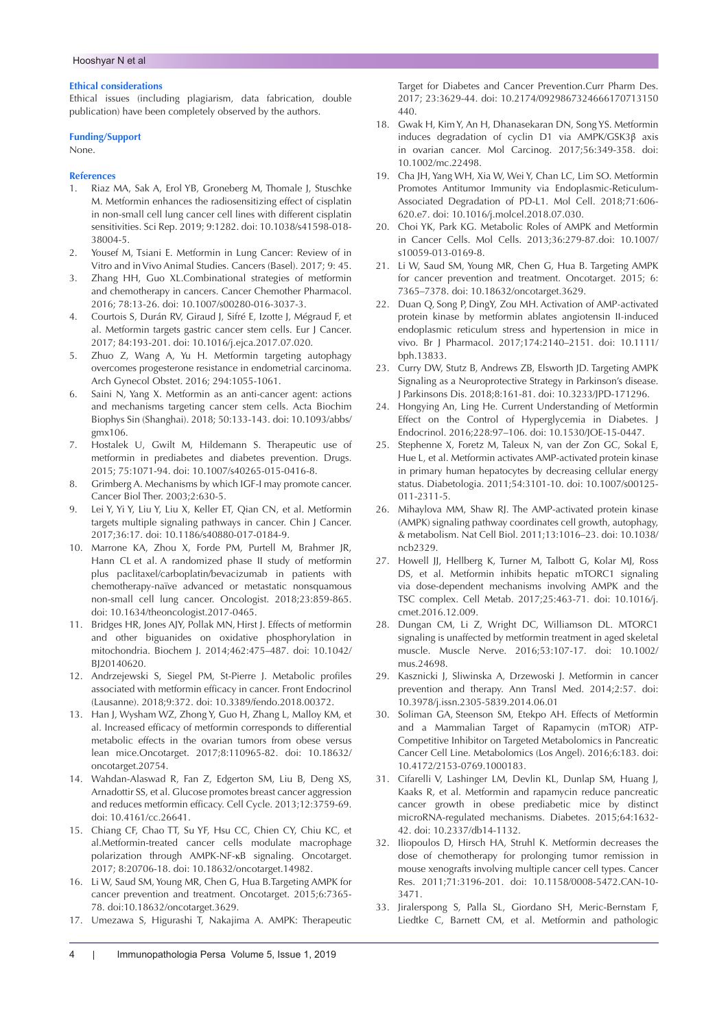#### Ethical considerations

Ethical issues (including plagiarism, data fabrication, double publication) have been completely observed by the authors.

#### Funding/Support

None.

#### References

1. Riaz MA, Sak A, Erol YB, Groneberg M, Thomale J, Stuschke M. Metformin enhances the radiosensitizing effect of cisplatin in non-small cell lung cancer cell lines with different cisplatin sensitivities. Sci Rep. 2019; 9:1282. doi: 10.1038/s41598-018-38004-5.
2. Yousef M, Tsiani E. Metformin in Lung Cancer: Review of in Vitro and in Vivo Animal Studies. Cancers (Basel). 2017; 9: 45.
3. Zhang HH, Guo XL.Combinational strategies of metformin and chemotherapy in cancers. Cancer Chemother Pharmacol. 2016; 78:13-26. doi: 10.1007/s00280-016-3037-3.
4. Courtois S, Durán RV, Giraud J, Sifré E, Izotte J, Mégraud F, et al. Metformin targets gastric cancer stem cells. Eur J Cancer. 2017; 84:193-201. doi: 10.1016/j.ejca.2017.07.020.
5. Zhuo Z, Wang A, Yu H. Metformin targeting autophagy overcomes progesterone resistance in endometrial carcinoma. Arch Gynecol Obstet. 2016; 294:1055-1061.
6. Saini N, Yang X. Metformin as an anti-cancer agent: actions and mechanisms targeting cancer stem cells. Acta Biochim Biophys Sin (Shanghai). 2018; 50:133-143. doi: 10.1093/abbs/gmx106.
7. Hostalek U, Gwilt M, Hildemann S. Therapeutic use of metformin in prediabetes and diabetes prevention. Drugs. 2015; 75:1071-94. doi: 10.1007/s40265-015-0416-8.
8. Grimberg A. Mechanisms by which IGF-I may promote cancer. Cancer Biol Ther. 2003;2:630-5.
9. Lei Y, Yi Y, Liu Y, Liu X, Keller ET, Qian CN, et al. Metformin targets multiple signaling pathways in cancer. Chin J Cancer. 2017;36:17. doi: 10.1186/s40880-017-0184-9.
10. Marrone KA, Zhou X, Forde PM, Purtell M, Brahmer JR, Hann CL et al. A randomized phase II study of metformin plus paclitaxel/carboplatin/bevacizumab in patients with chemotherapy-naïve advanced or metastatic nonsquamous non-small cell lung cancer. Oncologist. 2018;23:859-865. doi: 10.1634/theoncologist.2017-0465.
11. Bridges HR, Jones AJY, Pollak MN, Hirst J. Effects of metformin and other biguanides on oxidative phosphorylation in mitochondria. Biochem J. 2014;462:475–487. doi: 10.1042/BJ20140620.
12. Andrzejewski S, Siegel PM, St-Pierre J. Metabolic profiles associated with metformin efficacy in cancer. Front Endocrinol (Lausanne). 2018;9:372. doi: 10.3389/fendo.2018.00372.
13. Han J, Wysham WZ, Zhong Y, Guo H, Zhang L, Malloy KM, et al. Increased efficacy of metformin corresponds to differential metabolic effects in the ovarian tumors from obese versus lean mice.Oncotarget. 2017;8:110965-82. doi: 10.18632/oncotarget.20754.
14. Wahdan-Alaswad R, Fan Z, Edgerton SM, Liu B, Deng XS, Arnadottir SS, et al. Glucose promotes breast cancer aggression and reduces metformin efficacy. Cell Cycle. 2013;12:3759-69. doi: 10.4161/cc.26641.
15. Chiang CF, Chao TT, Su YF, Hsu CC, Chien CY, Chiu KC, et al.Metformin-treated cancer cells modulate macrophage polarization through AMPK-NF-κB signaling. Oncotarget. 2017; 8:20706-18. doi: 10.18632/oncotarget.14982.
16. Li W, Saud SM, Young MR, Chen G, Hua B.Targeting AMPK for cancer prevention and treatment. Oncotarget. 2015;6:7365-78. doi:10.18632/oncotarget.3629.
17. Umezawa S, Higurashi T, Nakajima A. AMPK: Therapeutic Target for Diabetes and Cancer Prevention.Curr Pharm Des. 2017; 23:3629-44. doi: 10.2174/0929867324666170713150440.
18. Gwak H, Kim Y, An H, Dhanasekaran DN, Song YS. Metformin induces degradation of cyclin D1 via AMPK/GSK3β axis in ovarian cancer. Mol Carcinog. 2017;56:349-358. doi: 10.1002/mc.22498.
19. Cha JH, Yang WH, Xia W, Wei Y, Chan LC, Lim SO. Metformin Promotes Antitumor Immunity via Endoplasmic-Reticulum-Associated Degradation of PD-L1. Mol Cell. 2018;71:606-620.e7. doi: 10.1016/j.molcel.2018.07.030.
20. Choi YK, Park KG. Metabolic Roles of AMPK and Metformin in Cancer Cells. Mol Cells. 2013;36:279-87.doi: 10.1007/s10059-013-0169-8.
21. Li W, Saud SM, Young MR, Chen G, Hua B. Targeting AMPK for cancer prevention and treatment. Oncotarget. 2015; 6: 7365–7378. doi: 10.18632/oncotarget.3629.
22. Duan Q, Song P, DingY, Zou MH. Activation of AMP-activated protein kinase by metformin ablates angiotensin II-induced endoplasmic reticulum stress and hypertension in mice in vivo. Br J Pharmacol. 2017;174:2140–2151. doi: 10.1111/bph.13833.
23. Curry DW, Stutz B, Andrews ZB, Elsworth JD. Targeting AMPK Signaling as a Neuroprotective Strategy in Parkinson's disease. J Parkinsons Dis. 2018;8:161-81. doi: 10.3233/JPD-171296.
24. Hongying An, Ling He. Current Understanding of Metformin Effect on the Control of Hyperglycemia in Diabetes. J Endocrinol. 2016;228:97–106. doi: 10.1530/JOE-15-0447.
25. Stephenne X, Foretz M, Taleux N, van der Zon GC, Sokal E, Hue L, et al. Metformin activates AMP-activated protein kinase in primary human hepatocytes by decreasing cellular energy status. Diabetologia. 2011;54:3101-10. doi: 10.1007/s00125-011-2311-5.
26. Mihaylova MM, Shaw RJ. The AMP-activated protein kinase (AMPK) signaling pathway coordinates cell growth, autophagy, & metabolism. Nat Cell Biol. 2011;13:1016–23. doi: 10.1038/ncb2329.
27. Howell JJ, Hellberg K, Turner M, Talbott G, Kolar MJ, Ross DS, et al. Metformin inhibits hepatic mTORC1 signaling via dose-dependent mechanisms involving AMPK and the TSC complex. Cell Metab. 2017;25:463-71. doi: 10.1016/j.cmet.2016.12.009.
28. Dungan CM, Li Z, Wright DC, Williamson DL. MTORC1 signaling is unaffected by metformin treatment in aged skeletal muscle. Muscle Nerve. 2016;53:107-17. doi: 10.1002/mus.24698.
29. Kasznicki J, Sliwinska A, Drzewoski J. Metformin in cancer prevention and therapy. Ann Transl Med. 2014;2:57. doi: 10.3978/j.issn.2305-5839.2014.06.01
30. Soliman GA, Steenson SM, Etekpo AH. Effects of Metformin and a Mammalian Target of Rapamycin (mTOR) ATP-Competitive Inhibitor on Targeted Metabolomics in Pancreatic Cancer Cell Line. Metabolomics (Los Angel). 2016;6:183. doi: 10.4172/2153-0769.1000183.
31. Cifarelli V, Lashinger LM, Devlin KL, Dunlap SM, Huang J, Kaaks R, et al. Metformin and rapamycin reduce pancreatic cancer growth in obese prediabetic mice by distinct microRNA-regulated mechanisms. Diabetes. 2015;64:1632-42. doi: 10.2337/db14-1132.
32. Iliopoulos D, Hirsch HA, Struhl K. Metformin decreases the dose of chemotherapy for prolonging tumor remission in mouse xenografts involving multiple cancer cell types. Cancer Res. 2011;71:3196-201. doi: 10.1158/0008-5472.CAN-10-3471.
33. Jiralerspong S, Palla SL, Giordano SH, Meric-Bernstam F, Liedtke C, Barnett CM, et al. Metformin and pathologic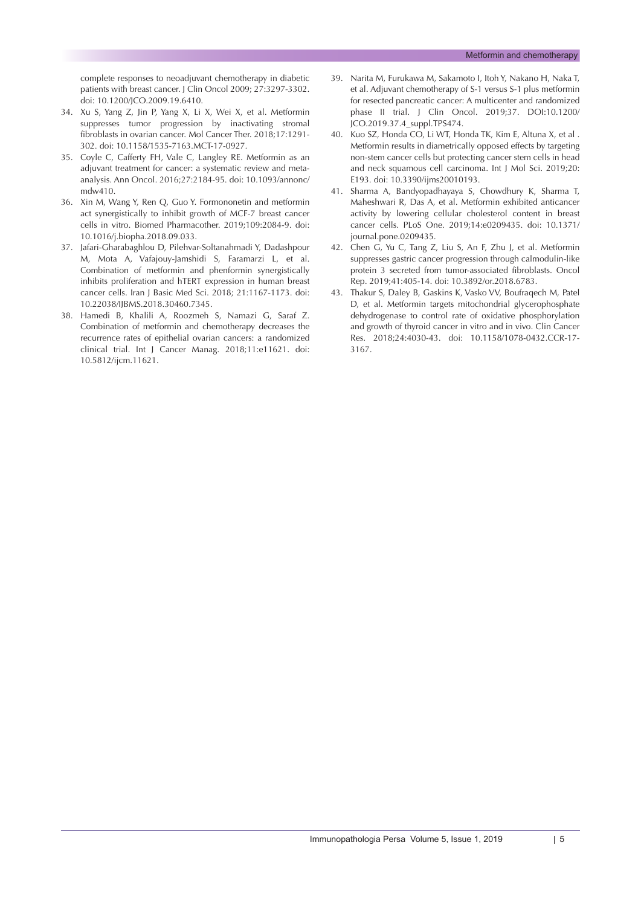complete responses to neoadjuvant chemotherapy in diabetic patients with breast cancer. J Clin Oncol 2009; 27:3297-3302. doi: 10.1200/JCO.2009.19.6410.

34. Xu S, Yang Z, Jin P, Yang X, Li X, Wei X, et al. Metformin suppresses tumor progression by inactivating stromal fibroblasts in ovarian cancer. Mol Cancer Ther. 2018;17:1291-302. doi: 10.1158/1535-7163.MCT-17-0927.
35. Coyle C, Cafferty FH, Vale C, Langley RE. Metformin as an adjuvant treatment for cancer: a systematic review and meta-analysis. Ann Oncol. 2016;27:2184-95. doi: 10.1093/annonc/mdw410.
36. Xin M, Wang Y, Ren Q, Guo Y. Formononetin and metformin act synergistically to inhibit growth of MCF-7 breast cancer cells in vitro. Biomed Pharmacother. 2019;109:2084-9. doi: 10.1016/j.biopha.2018.09.033.
37. Jafari-Gharabaghlou D, Pilehvar-Soltanahmadi Y, Dadashpour M, Mota A, Vafajouy-Jamshidi S, Faramarzi L, et al. Combination of metformin and phenformin synergistically inhibits proliferation and hTERT expression in human breast cancer cells. Iran J Basic Med Sci. 2018; 21:1167-1173. doi: 10.22038/IJBMS.2018.30460.7345.
38. Hamedi B, Khalili A, Roozmeh S, Namazi G, Saraf Z. Combination of metformin and chemotherapy decreases the recurrence rates of epithelial ovarian cancers: a randomized clinical trial. Int J Cancer Manag. 2018;11:e11621. doi: 10.5812/ijcm.11621.
39. Narita M, Furukawa M, Sakamoto I, Itoh Y, Nakano H, Naka T, et al. Adjuvant chemotherapy of S-1 versus S-1 plus metformin for resected pancreatic cancer: A multicenter and randomized phase II trial. J Clin Oncol. 2019;37. DOI:10.1200/JCO.2019.37.4_suppl.TPS474.
40. Kuo SZ, Honda CO, Li WT, Honda TK, Kim E, Altuna X, et al . Metformin results in diametrically opposed effects by targeting non-stem cancer cells but protecting cancer stem cells in head and neck squamous cell carcinoma. Int J Mol Sci. 2019;20: E193. doi: 10.3390/ijms20010193.
41. Sharma A, Bandyopadhayaya S, Chowdhury K, Sharma T, Maheshwari R, Das A, et al. Metformin exhibited anticancer activity by lowering cellular cholesterol content in breast cancer cells. PLoS One. 2019;14:e0209435. doi: 10.1371/journal.pone.0209435.
42. Chen G, Yu C, Tang Z, Liu S, An F, Zhu J, et al. Metformin suppresses gastric cancer progression through calmodulin-like protein 3 secreted from tumor-associated fibroblasts. Oncol Rep. 2019;41:405-14. doi: 10.3892/or.2018.6783.
43. Thakur S, Daley B, Gaskins K, Vasko VV, Boufraqech M, Patel D, et al. Metformin targets mitochondrial glycerophosphate dehydrogenase to control rate of oxidative phosphorylation and growth of thyroid cancer in vitro and in vivo. Clin Cancer Res. 2018;24:4030-43. doi: 10.1158/1078-0432.CCR-17-3167.